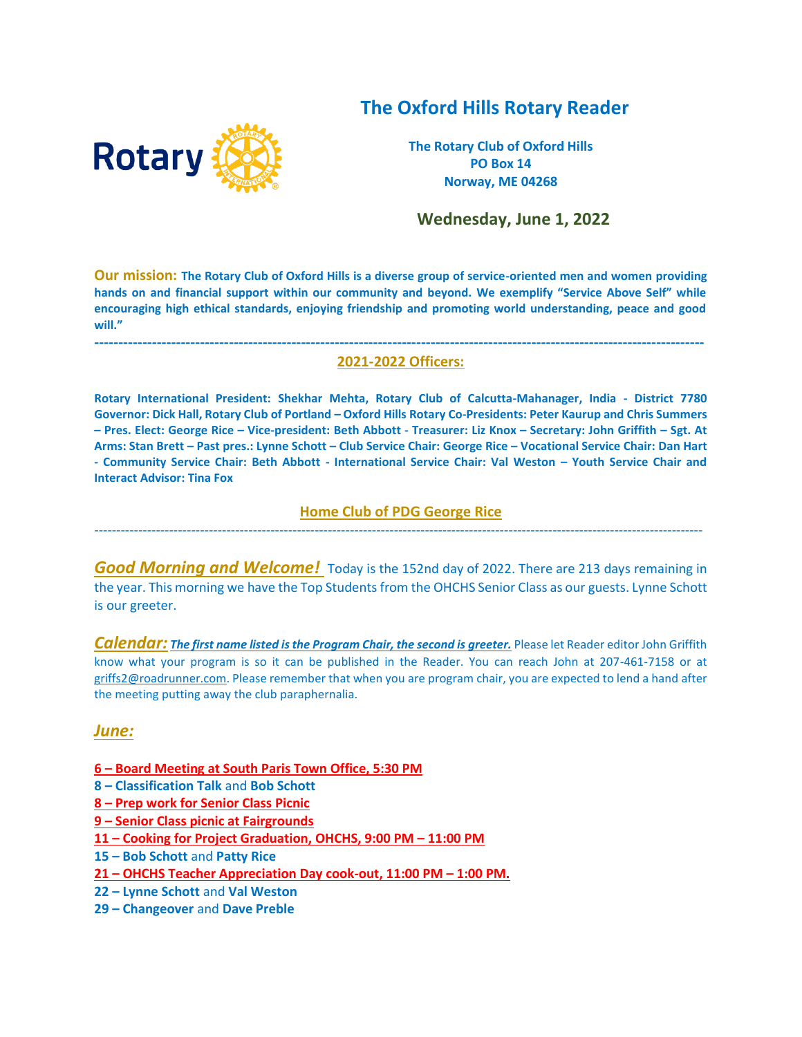# The Oxford Hills Rotary Reader

**The Rotary Club of Oxford Hills**
**PO Box 14**
**Norway, ME 04268**

## Wednesday, June 1, 2022

**Our mission: The Rotary Club of Oxford Hills is a diverse group of service-oriented men and women providing hands on and financial support within our community and beyond. We exemplify "Service Above Self" while encouraging high ethical standards, enjoying friendship and promoting world understanding, peace and good will."**

---

## 2021-2022 Officers:

**Rotary International President: Shekhar Mehta, Rotary Club of Calcutta-Mahanager, India - District 7780 Governor: Dick Hall, Rotary Club of Portland – Oxford Hills Rotary Co-Presidents: Peter Kaurup and Chris Summers – Pres. Elect: George Rice – Vice-president: Beth Abbott - Treasurer: Liz Knox – Secretary: John Griffith – Sgt. At Arms: Stan Brett – Past pres.: Lynne Schott – Club Service Chair: George Rice – Vocational Service Chair: Dan Hart - Community Service Chair: Beth Abbott - International Service Chair: Val Weston – Youth Service Chair and Interact Advisor: Tina Fox**

## Home Club of PDG George Rice

---

***Good Morning and Welcome!*** Today is the 152nd day of 2022. There are 213 days remaining in the year. This morning we have the Top Students from the OHCHS Senior Class as our guests. Lynne Schott is our greeter.

***Calendar:*** ***The first name listed is the Program Chair, the second is greeter.*** Please let Reader editor John Griffith know what your program is so it can be published in the Reader. You can reach John at 207-461-7158 or at griffs2@roadrunner.com. Please remember that when you are program chair, you are expected to lend a hand after the meeting putting away the club paraphernalia.

## *June:*

**6 – Board Meeting at South Paris Town Office, 5:30 PM**
**8 – Classification Talk** and **Bob Schott**
**8 – Prep work for Senior Class Picnic**
**9 – Senior Class picnic at Fairgrounds**
**11 – Cooking for Project Graduation, OHCHS, 9:00 PM – 11:00 PM**
**15 – Bob Schott** and **Patty Rice**
**21 – OHCHS Teacher Appreciation Day cook-out, 11:00 PM – 1:00 PM.**
**22 – Lynne Schott** and **Val Weston**
**29 – Changeover** and **Dave Preble**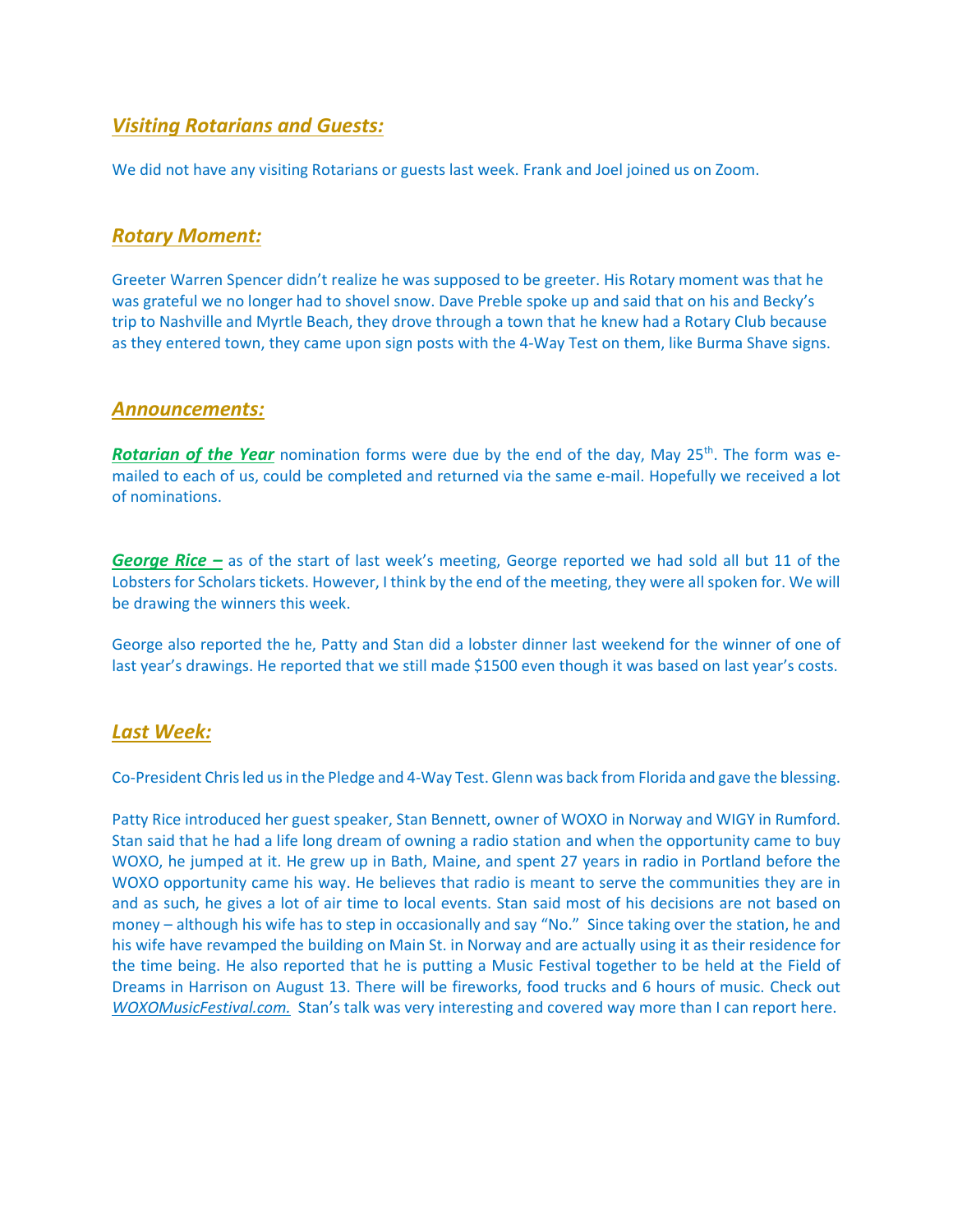## *Visiting Rotarians and Guests:*

We did not have any visiting Rotarians or guests last week. Frank and Joel joined us on Zoom.

## *Rotary Moment:*

Greeter Warren Spencer didn't realize he was supposed to be greeter. His Rotary moment was that he was grateful we no longer had to shovel snow. Dave Preble spoke up and said that on his and Becky's trip to Nashville and Myrtle Beach, they drove through a town that he knew had a Rotary Club because as they entered town, they came upon sign posts with the 4-Way Test on them, like Burma Shave signs.

## *Announcements:*

***Rotarian of the Year*** nomination forms were due by the end of the day, May 25th. The form was e-mailed to each of us, could be completed and returned via the same e-mail. Hopefully we received a lot of nominations.

***George Rice –*** as of the start of last week's meeting, George reported we had sold all but 11 of the Lobsters for Scholars tickets. However, I think by the end of the meeting, they were all spoken for. We will be drawing the winners this week.

George also reported the he, Patty and Stan did a lobster dinner last weekend for the winner of one of last year's drawings. He reported that we still made $1500 even though it was based on last year's costs.

## *Last Week:*

Co-President Chris led us in the Pledge and 4-Way Test. Glenn was back from Florida and gave the blessing.

Patty Rice introduced her guest speaker, Stan Bennett, owner of WOXO in Norway and WIGY in Rumford. Stan said that he had a life long dream of owning a radio station and when the opportunity came to buy WOXO, he jumped at it. He grew up in Bath, Maine, and spent 27 years in radio in Portland before the WOXO opportunity came his way. He believes that radio is meant to serve the communities they are in and as such, he gives a lot of air time to local events. Stan said most of his decisions are not based on money – although his wife has to step in occasionally and say "No." Since taking over the station, he and his wife have revamped the building on Main St. in Norway and are actually using it as their residence for the time being. He also reported that he is putting a Music Festival together to be held at the Field of Dreams in Harrison on August 13. There will be fireworks, food trucks and 6 hours of music. Check out *WOXOMusicFestival.com.* Stan's talk was very interesting and covered way more than I can report here.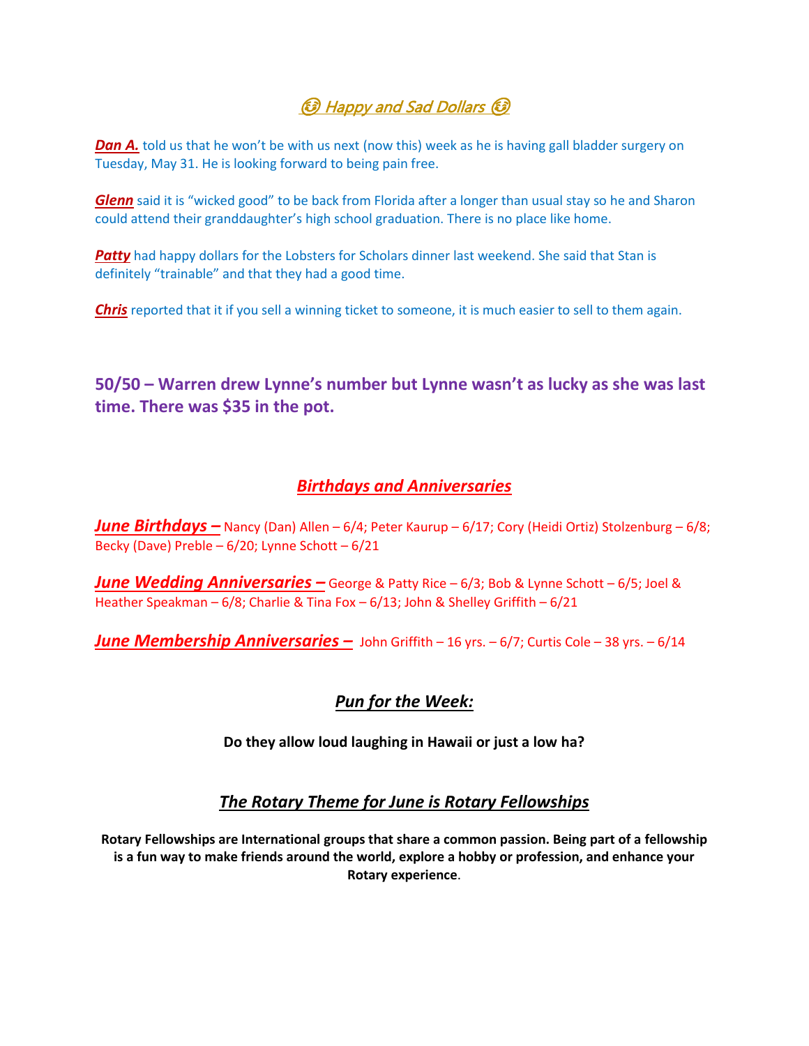## 🤑 *Happy and Sad Dollars* 🤑

***Dan A.*** told us that he won't be with us next (now this) week as he is having gall bladder surgery on Tuesday, May 31. He is looking forward to being pain free.

***Glenn*** said it is "wicked good" to be back from Florida after a longer than usual stay so he and Sharon could attend their granddaughter's high school graduation. There is no place like home.

***Patty*** had happy dollars for the Lobsters for Scholars dinner last weekend. She said that Stan is definitely "trainable" and that they had a good time.

***Chris*** reported that it if you sell a winning ticket to someone, it is much easier to sell to them again.

**50/50 – Warren drew Lynne's number but Lynne wasn't as lucky as she was last time. There was $35 in the pot.**

## *Birthdays and Anniversaries*

***June Birthdays –*** Nancy (Dan) Allen – 6/4; Peter Kaurup – 6/17; Cory (Heidi Ortiz) Stolzenburg – 6/8; Becky (Dave) Preble – 6/20; Lynne Schott – 6/21

***June Wedding Anniversaries –*** George & Patty Rice – 6/3; Bob & Lynne Schott – 6/5; Joel & Heather Speakman – 6/8; Charlie & Tina Fox – 6/13; John & Shelley Griffith – 6/21

***June Membership Anniversaries –*** John Griffith – 16 yrs. – 6/7; Curtis Cole – 38 yrs. – 6/14

## *Pun for the Week:*

**Do they allow loud laughing in Hawaii or just a low ha?**

## *The Rotary Theme for June is Rotary Fellowships*

**Rotary Fellowships are International groups that share a common passion. Being part of a fellowship is a fun way to make friends around the world, explore a hobby or profession, and enhance your Rotary experience**.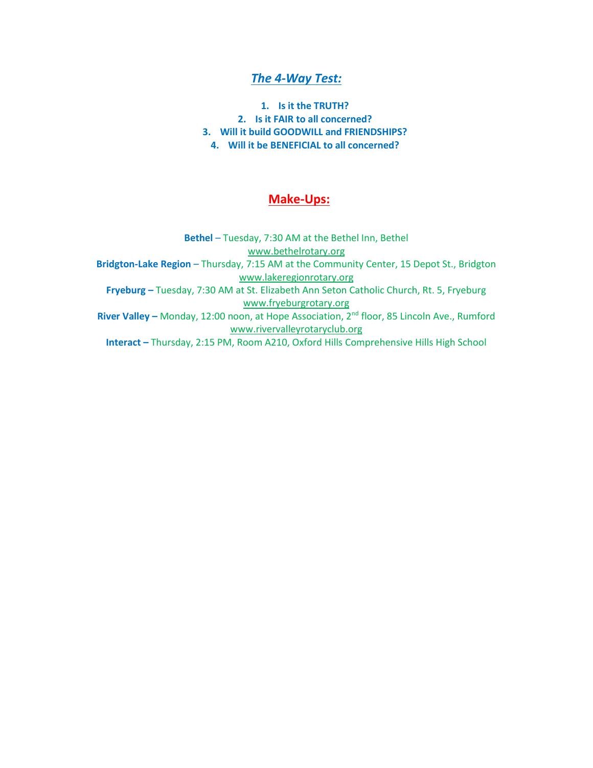## ***The 4-Way Test:***

1. **Is it the TRUTH?**
2. **Is it FAIR to all concerned?**
3. **Will it build GOODWILL and FRIENDSHIPS?**
4. **Will it be BENEFICIAL to all concerned?**

## **Make-Ups:**

**Bethel** – Tuesday, 7:30 AM at the Bethel Inn, Bethel
www.bethelrotary.org

**Bridgton-Lake Region** – Thursday, 7:15 AM at the Community Center, 15 Depot St., Bridgton
www.lakeregionrotary.org

**Fryeburg –** Tuesday, 7:30 AM at St. Elizabeth Ann Seton Catholic Church, Rt. 5, Fryeburg
www.fryeburgrotary.org

**River Valley –** Monday, 12:00 noon, at Hope Association, 2nd floor, 85 Lincoln Ave., Rumford
www.rivervalleyrotaryclub.org

**Interact –** Thursday, 2:15 PM, Room A210, Oxford Hills Comprehensive Hills High School